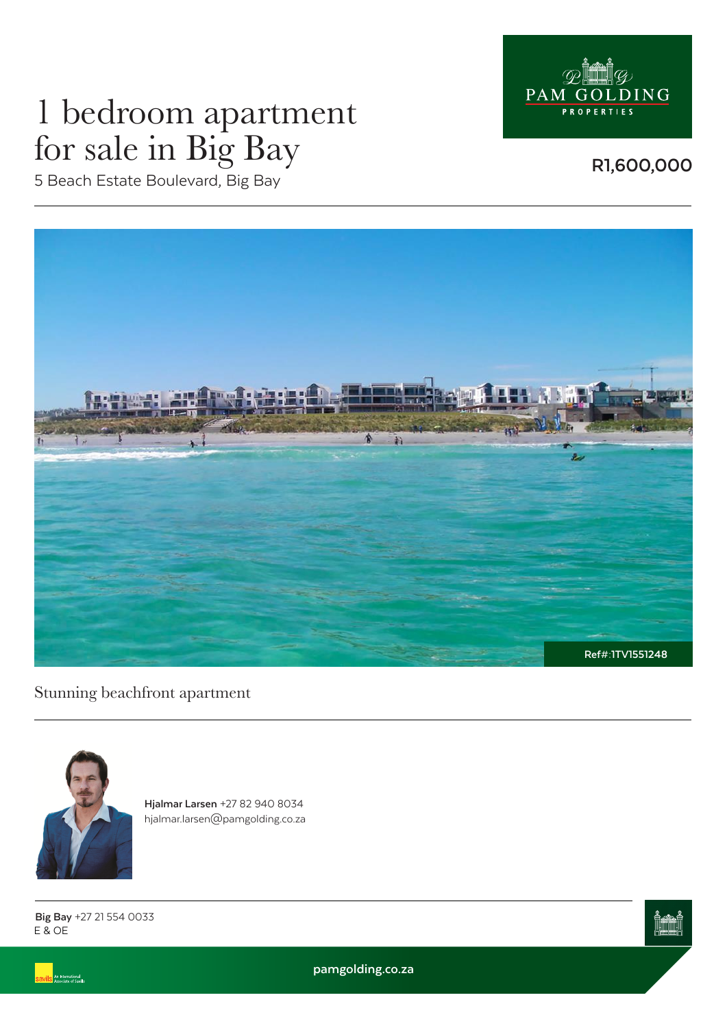# 1 bedroom apartment for sale in Big Bay

5 Beach Estate Boulevard, Big Bay

PAM GOLDING PROPERTIES

**R1,600,000**

Ref#:1TV1551248

Stunning beachfront apartment

**Hjalmar Larsen** +27 82 940 8034
hjalmar.larsen@pamgolding.co.za

**Big Bay** +27 21 554 0033
E & OE

pamgolding.co.za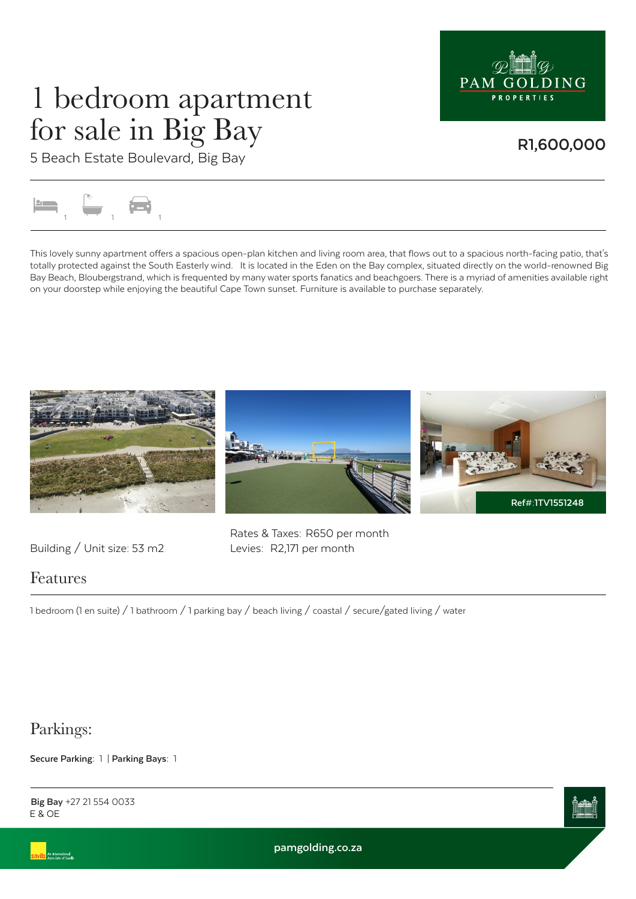# 1 bedroom apartment for sale in Big Bay

5 Beach Estate Boulevard, Big Bay

**R1,600,000**

1 1 1

This lovely sunny apartment offers a spacious open-plan kitchen and living room area, that flows out to a spacious north-facing patio, that's totally protected against the South Easterly wind.   It is located in the Eden on the Bay complex, situated directly on the world-renowned Big Bay Beach, Bloubergstrand, which is frequented by many water sports fanatics and beachgoers. There is a myriad of amenities available right on your doorstep while enjoying the beautiful Cape Town sunset. Furniture is available to purchase separately.

Ref#:1TV1551248

Building / Unit size: 53 m2

Rates & Taxes: R650 per month
Levies: R2,171 per month

## Features

1 bedroom (1 en suite) / 1 bathroom / 1 parking bay / beach living / coastal / secure/gated living / water

## Parkings:

**Secure Parking**: 1 | **Parking Bays**: 1

**Big Bay** +27 21 554 0033
E & OE

pamgolding.co.za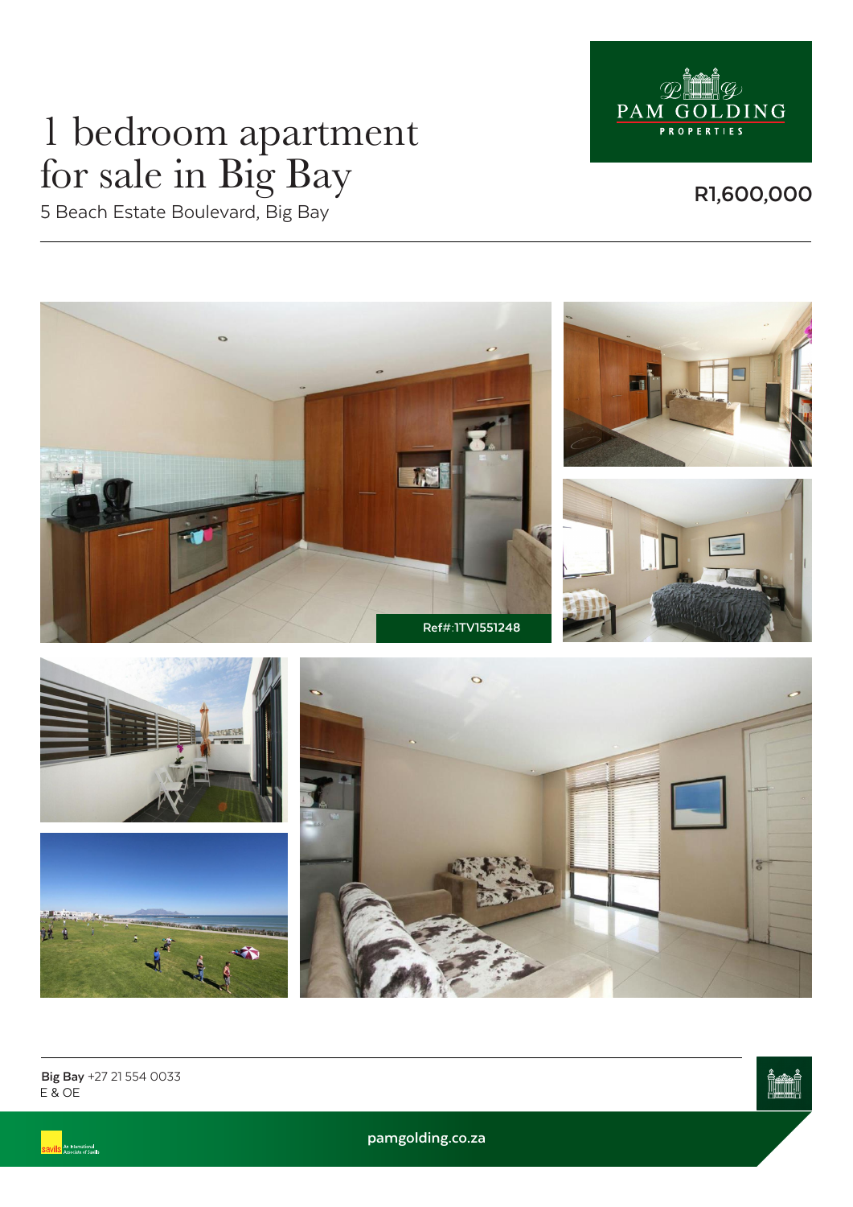# 1 bedroom apartment for sale in Big Bay

5 Beach Estate Boulevard, Big Bay

PAM GOLDING PROPERTIES

**R1,600,000**

Ref#:1TV1551248

**Big Bay** +27 21 554 0033

E & OE

pamgolding.co.za